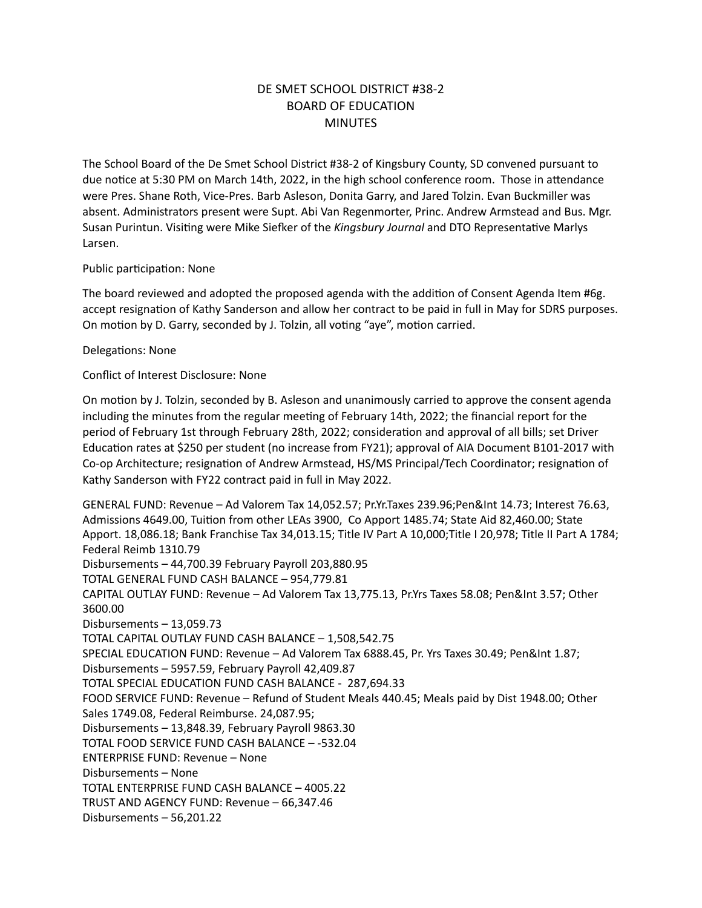# DE SMET SCHOOL DISTRICT #38-2
# BOARD OF EDUCATION
# MINUTES

The School Board of the De Smet School District #38-2 of Kingsbury County, SD convened pursuant to due notice at 5:30 PM on March 14th, 2022, in the high school conference room. Those in attendance were Pres. Shane Roth, Vice-Pres. Barb Asleson, Donita Garry, and Jared Tolzin. Evan Buckmiller was absent. Administrators present were Supt. Abi Van Regenmorter, Princ. Andrew Armstead and Bus. Mgr. Susan Purintun. Visiting were Mike Siefker of the *Kingsbury Journal* and DTO Representative Marlys Larsen.

Public participation: None

The board reviewed and adopted the proposed agenda with the addition of Consent Agenda Item #6g. accept resignation of Kathy Sanderson and allow her contract to be paid in full in May for SDRS purposes. On motion by D. Garry, seconded by J. Tolzin, all voting "aye", motion carried.

Delegations: None

Conflict of Interest Disclosure: None

On motion by J. Tolzin, seconded by B. Asleson and unanimously carried to approve the consent agenda including the minutes from the regular meeting of February 14th, 2022; the financial report for the period of February 1st through February 28th, 2022; consideration and approval of all bills; set Driver Education rates at $250 per student (no increase from FY21); approval of AIA Document B101-2017 with Co-op Architecture; resignation of Andrew Armstead, HS/MS Principal/Tech Coordinator; resignation of Kathy Sanderson with FY22 contract paid in full in May 2022.

GENERAL FUND: Revenue – Ad Valorem Tax 14,052.57; Pr.Yr.Taxes 239.96;Pen&Int 14.73; Interest 76.63, Admissions 4649.00, Tuition from other LEAs 3900, Co Apport 1485.74; State Aid 82,460.00; State Apport. 18,086.18; Bank Franchise Tax 34,013.15; Title IV Part A 10,000;Title I 20,978; Title II Part A 1784; Federal Reimb 1310.79
Disbursements – 44,700.39 February Payroll 203,880.95
TOTAL GENERAL FUND CASH BALANCE – 954,779.81
CAPITAL OUTLAY FUND: Revenue – Ad Valorem Tax 13,775.13, Pr.Yrs Taxes 58.08; Pen&Int 3.57; Other 3600.00
Disbursements – 13,059.73
TOTAL CAPITAL OUTLAY FUND CASH BALANCE – 1,508,542.75
SPECIAL EDUCATION FUND: Revenue – Ad Valorem Tax 6888.45, Pr. Yrs Taxes 30.49; Pen&Int 1.87;
Disbursements – 5957.59, February Payroll 42,409.87
TOTAL SPECIAL EDUCATION FUND CASH BALANCE - 287,694.33
FOOD SERVICE FUND: Revenue – Refund of Student Meals 440.45; Meals paid by Dist 1948.00; Other Sales 1749.08, Federal Reimburse. 24,087.95;
Disbursements – 13,848.39, February Payroll 9863.30
TOTAL FOOD SERVICE FUND CASH BALANCE – -532.04
ENTERPRISE FUND: Revenue – None
Disbursements – None
TOTAL ENTERPRISE FUND CASH BALANCE – 4005.22
TRUST AND AGENCY FUND: Revenue – 66,347.46
Disbursements – 56,201.22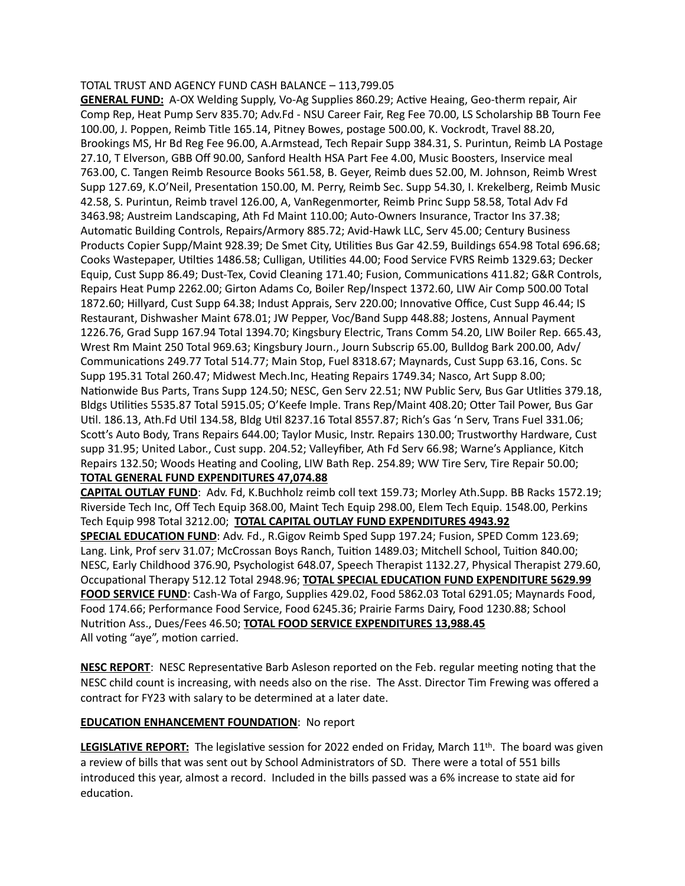TOTAL TRUST AND AGENCY FUND CASH BALANCE – 113,799.05

**GENERAL FUND:** A-OX Welding Supply, Vo-Ag Supplies 860.29; Active Heaing, Geo-therm repair, Air Comp Rep, Heat Pump Serv 835.70; Adv.Fd - NSU Career Fair, Reg Fee 70.00, LS Scholarship BB Tourn Fee 100.00, J. Poppen, Reimb Title 165.14, Pitney Bowes, postage 500.00, K. Vockrodt, Travel 88.20, Brookings MS, Hr Bd Reg Fee 96.00, A.Armstead, Tech Repair Supp 384.31, S. Purintun, Reimb LA Postage 27.10, T Elverson, GBB Off 90.00, Sanford Health HSA Part Fee 4.00, Music Boosters, Inservice meal 763.00, C. Tangen Reimb Resource Books 561.58, B. Geyer, Reimb dues 52.00, M. Johnson, Reimb Wrest Supp 127.69, K.O'Neil, Presentation 150.00, M. Perry, Reimb Sec. Supp 54.30, I. Krekelberg, Reimb Music 42.58, S. Purintun, Reimb travel 126.00, A, VanRegenmorter, Reimb Princ Supp 58.58, Total Adv Fd 3463.98; Austreim Landscaping, Ath Fd Maint 110.00; Auto-Owners Insurance, Tractor Ins 37.38; Automatic Building Controls, Repairs/Armory 885.72; Avid-Hawk LLC, Serv 45.00; Century Business Products Copier Supp/Maint 928.39; De Smet City, Utilities Bus Gar 42.59, Buildings 654.98 Total 696.68; Cooks Wastepaper, Utilities 1486.58; Culligan, Utilities 44.00; Food Service FVRS Reimb 1329.63; Decker Equip, Cust Supp 86.49; Dust-Tex, Covid Cleaning 171.40; Fusion, Communications 411.82; G&R Controls, Repairs Heat Pump 2262.00; Girton Adams Co, Boiler Rep/Inspect 1372.60, LIW Air Comp 500.00 Total 1872.60; Hillyard, Cust Supp 64.38; Indust Apprais, Serv 220.00; Innovative Office, Cust Supp 46.44; IS Restaurant, Dishwasher Maint 678.01; JW Pepper, Voc/Band Supp 448.88; Jostens, Annual Payment 1226.76, Grad Supp 167.94 Total 1394.70; Kingsbury Electric, Trans Comm 54.20, LIW Boiler Rep. 665.43, Wrest Rm Maint 250 Total 969.63; Kingsbury Journ., Journ Subscrip 65.00, Bulldog Bark 200.00, Adv/ Communications 249.77 Total 514.77; Main Stop, Fuel 8318.67; Maynards, Cust Supp 63.16, Cons. Sc Supp 195.31 Total 260.47; Midwest Mech.Inc, Heating Repairs 1749.34; Nasco, Art Supp 8.00; Nationwide Bus Parts, Trans Supp 124.50; NESC, Gen Serv 22.51; NW Public Serv, Bus Gar Utlities 379.18, Bldgs Utilities 5535.87 Total 5915.05; O'Keefe Imple. Trans Rep/Maint 408.20; Otter Tail Power, Bus Gar Util. 186.13, Ath.Fd Util 134.58, Bldg Util 8237.16 Total 8557.87; Rich's Gas 'n Serv, Trans Fuel 331.06; Scott's Auto Body, Trans Repairs 644.00; Taylor Music, Instr. Repairs 130.00; Trustworthy Hardware, Cust supp 31.95; United Labor., Cust supp. 204.52; Valleyfiber, Ath Fd Serv 66.98; Warne's Appliance, Kitch Repairs 132.50; Woods Heating and Cooling, LIW Bath Rep. 254.89; WW Tire Serv, Tire Repair 50.00; **TOTAL GENERAL FUND EXPENDITURES 47,074.88**

**CAPITAL OUTLAY FUND**: Adv. Fd, K.Buchholz reimb coll text 159.73; Morley Ath.Supp. BB Racks 1572.19; Riverside Tech Inc, Off Tech Equip 368.00, Maint Tech Equip 298.00, Elem Tech Equip. 1548.00, Perkins Tech Equip 998 Total 3212.00; **TOTAL CAPITAL OUTLAY FUND EXPENDITURES 4943.92**

**SPECIAL EDUCATION FUND**: Adv. Fd., R.Gigov Reimb Sped Supp 197.24; Fusion, SPED Comm 123.69; Lang. Link, Prof serv 31.07; McCrossan Boys Ranch, Tuition 1489.03; Mitchell School, Tuition 840.00; NESC, Early Childhood 376.90, Psychologist 648.07, Speech Therapist 1132.27, Physical Therapist 279.60, Occupational Therapy 512.12 Total 2948.96; **TOTAL SPECIAL EDUCATION FUND EXPENDITURE 5629.99**

**FOOD SERVICE FUND**: Cash-Wa of Fargo, Supplies 429.02, Food 5862.03 Total 6291.05; Maynards Food, Food 174.66; Performance Food Service, Food 6245.36; Prairie Farms Dairy, Food 1230.88; School Nutrition Ass., Dues/Fees 46.50; **TOTAL FOOD SERVICE EXPENDITURES 13,988.45**

All voting "aye", motion carried.

**NESC REPORT**: NESC Representative Barb Asleson reported on the Feb. regular meeting noting that the NESC child count is increasing, with needs also on the rise. The Asst. Director Tim Frewing was offered a contract for FY23 with salary to be determined at a later date.

**EDUCATION ENHANCEMENT FOUNDATION**: No report

**LEGISLATIVE REPORT:** The legislative session for 2022 ended on Friday, March 11th. The board was given a review of bills that was sent out by School Administrators of SD. There were a total of 551 bills introduced this year, almost a record. Included in the bills passed was a 6% increase to state aid for education.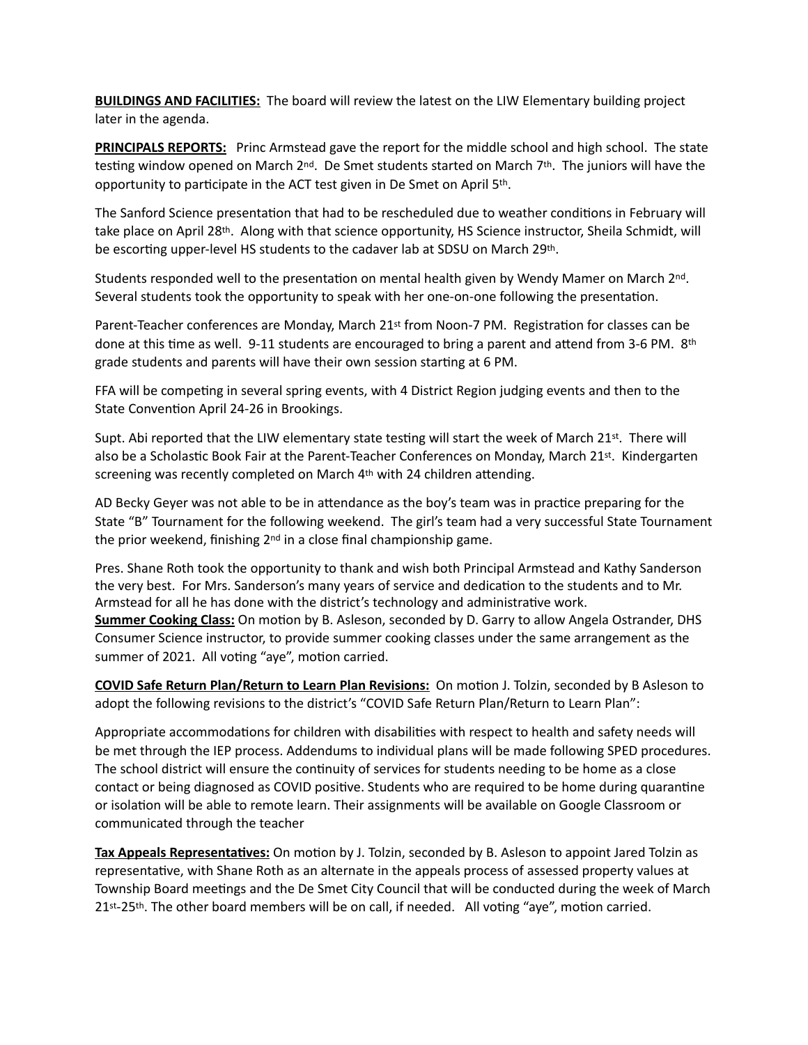**BUILDINGS AND FACILITIES:** The board will review the latest on the LIW Elementary building project later in the agenda.

**PRINCIPALS REPORTS:** Princ Armstead gave the report for the middle school and high school. The state testing window opened on March 2nd. De Smet students started on March 7th. The juniors will have the opportunity to participate in the ACT test given in De Smet on April 5th.

The Sanford Science presentation that had to be rescheduled due to weather conditions in February will take place on April 28th. Along with that science opportunity, HS Science instructor, Sheila Schmidt, will be escorting upper-level HS students to the cadaver lab at SDSU on March 29th.

Students responded well to the presentation on mental health given by Wendy Mamer on March 2nd. Several students took the opportunity to speak with her one-on-one following the presentation.

Parent-Teacher conferences are Monday, March 21st from Noon-7 PM. Registration for classes can be done at this time as well. 9-11 students are encouraged to bring a parent and attend from 3-6 PM. 8th grade students and parents will have their own session starting at 6 PM.

FFA will be competing in several spring events, with 4 District Region judging events and then to the State Convention April 24-26 in Brookings.

Supt. Abi reported that the LIW elementary state testing will start the week of March 21st. There will also be a Scholastic Book Fair at the Parent-Teacher Conferences on Monday, March 21st. Kindergarten screening was recently completed on March 4th with 24 children attending.

AD Becky Geyer was not able to be in attendance as the boy's team was in practice preparing for the State "B" Tournament for the following weekend. The girl's team had a very successful State Tournament the prior weekend, finishing 2nd in a close final championship game.

Pres. Shane Roth took the opportunity to thank and wish both Principal Armstead and Kathy Sanderson the very best. For Mrs. Sanderson's many years of service and dedication to the students and to Mr. Armstead for all he has done with the district's technology and administrative work.

**Summer Cooking Class:** On motion by B. Asleson, seconded by D. Garry to allow Angela Ostrander, DHS Consumer Science instructor, to provide summer cooking classes under the same arrangement as the summer of 2021. All voting "aye", motion carried.

**COVID Safe Return Plan/Return to Learn Plan Revisions:** On motion J. Tolzin, seconded by B Asleson to adopt the following revisions to the district's "COVID Safe Return Plan/Return to Learn Plan":

Appropriate accommodations for children with disabilities with respect to health and safety needs will be met through the IEP process. Addendums to individual plans will be made following SPED procedures. The school district will ensure the continuity of services for students needing to be home as a close contact or being diagnosed as COVID positive. Students who are required to be home during quarantine or isolation will be able to remote learn. Their assignments will be available on Google Classroom or communicated through the teacher

**Tax Appeals Representatives:** On motion by J. Tolzin, seconded by B. Asleson to appoint Jared Tolzin as representative, with Shane Roth as an alternate in the appeals process of assessed property values at Township Board meetings and the De Smet City Council that will be conducted during the week of March 21st-25th. The other board members will be on call, if needed. All voting "aye", motion carried.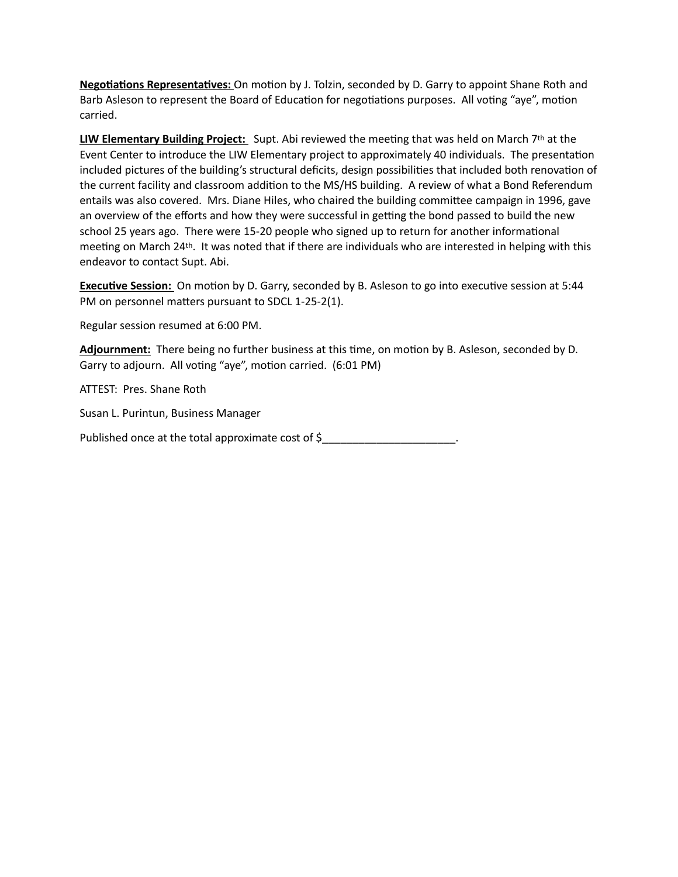**Negotiations Representatives:** On motion by J. Tolzin, seconded by D. Garry to appoint Shane Roth and Barb Asleson to represent the Board of Education for negotiations purposes. All voting "aye", motion carried.

**LIW Elementary Building Project:** Supt. Abi reviewed the meeting that was held on March 7th at the Event Center to introduce the LIW Elementary project to approximately 40 individuals. The presentation included pictures of the building's structural deficits, design possibilities that included both renovation of the current facility and classroom addition to the MS/HS building. A review of what a Bond Referendum entails was also covered. Mrs. Diane Hiles, who chaired the building committee campaign in 1996, gave an overview of the efforts and how they were successful in getting the bond passed to build the new school 25 years ago. There were 15-20 people who signed up to return for another informational meeting on March 24th. It was noted that if there are individuals who are interested in helping with this endeavor to contact Supt. Abi.

**Executive Session:** On motion by D. Garry, seconded by B. Asleson to go into executive session at 5:44 PM on personnel matters pursuant to SDCL 1-25-2(1).

Regular session resumed at 6:00 PM.

**Adjournment:** There being no further business at this time, on motion by B. Asleson, seconded by D. Garry to adjourn. All voting "aye", motion carried. (6:01 PM)

ATTEST: Pres. Shane Roth

Susan L. Purintun, Business Manager

Published once at the total approximate cost of $______________________.